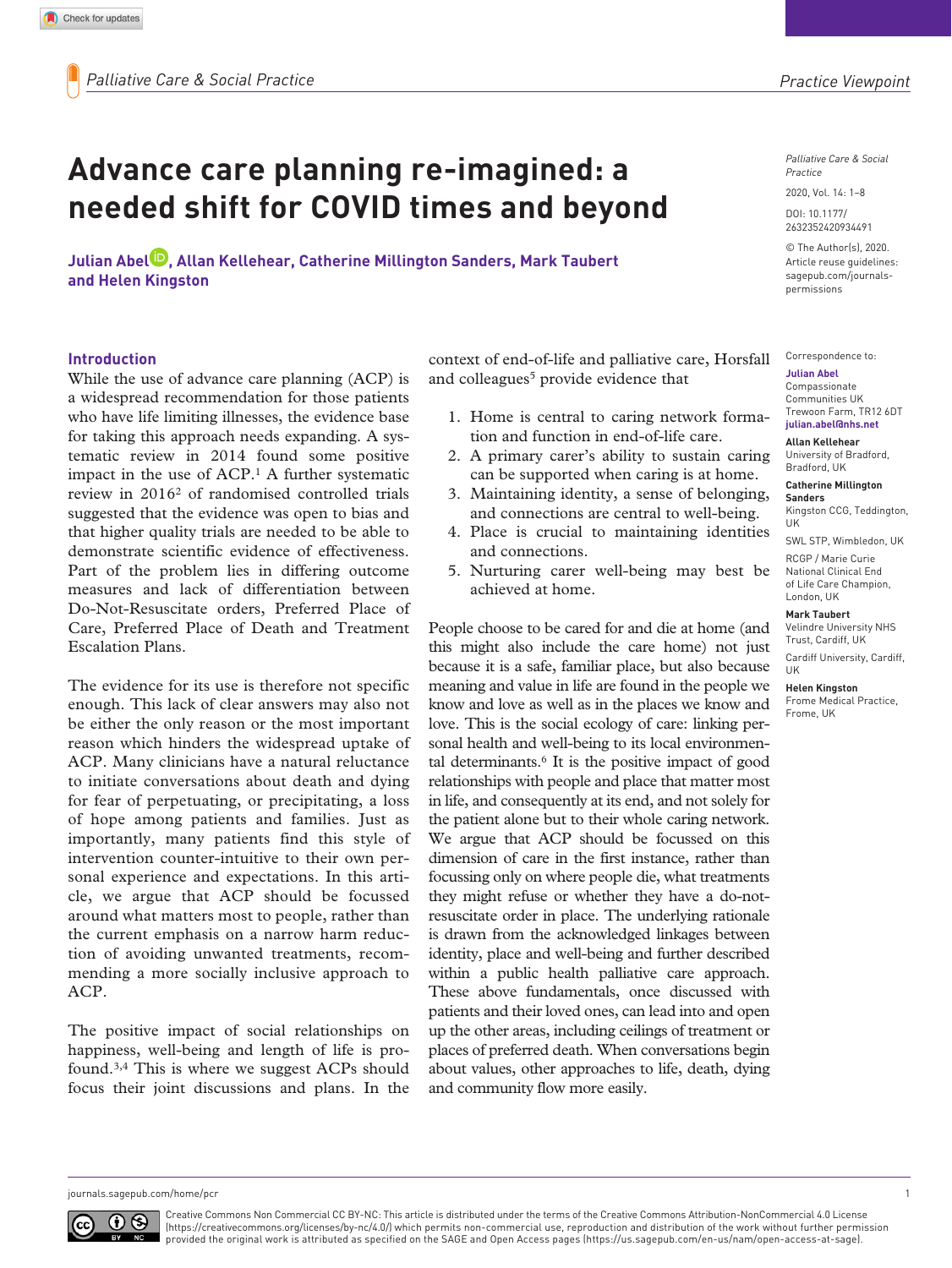# Advance care planning re-imagined: a needed shift for COVID times and beyond

**Julian Abel, Allan Kellehear, Catherine Millington Sanders, Mark Taubert and Helen Kingston**

Palliative Care & Social Practice

2020, Vol. 14: 1–8

DOI: 10.1177/2632352420934491

© The Author(s), 2020. Article reuse guidelines: sagepub.com/journals-permissions

Correspondence to:

**Julian Abel**
Compassionate Communities UK
Trewoon Farm, TR12 6DT
**julian.abel@nhs.net**

**Allan Kellehear**
University of Bradford, Bradford, UK

**Catherine Millington Sanders**
Kingston CCG, Teddington, UK

SWL STP, Wimbledon, UK

RCGP / Marie Curie National Clinical End of Life Care Champion, London, UK

**Mark Taubert**
Velindre University NHS Trust, Cardiff, UK

Cardiff University, Cardiff, UK

**Helen Kingston**
Frome Medical Practice, Frome, UK

## Introduction

While the use of advance care planning (ACP) is a widespread recommendation for those patients who have life limiting illnesses, the evidence base for taking this approach needs expanding. A systematic review in 2014 found some positive impact in the use of ACP.[1] A further systematic review in 2016[2] of randomised controlled trials suggested that the evidence was open to bias and that higher quality trials are needed to be able to demonstrate scientific evidence of effectiveness. Part of the problem lies in differing outcome measures and lack of differentiation between Do-Not-Resuscitate orders, Preferred Place of Care, Preferred Place of Death and Treatment Escalation Plans.

The evidence for its use is therefore not specific enough. This lack of clear answers may also not be either the only reason or the most important reason which hinders the widespread uptake of ACP. Many clinicians have a natural reluctance to initiate conversations about death and dying for fear of perpetuating, or precipitating, a loss of hope among patients and families. Just as importantly, many patients find this style of intervention counter-intuitive to their own personal experience and expectations. In this article, we argue that ACP should be focussed around what matters most to people, rather than the current emphasis on a narrow harm reduction of avoiding unwanted treatments, recommending a more socially inclusive approach to ACP.

The positive impact of social relationships on happiness, well-being and length of life is profound.[3,4] This is where we suggest ACPs should focus their joint discussions and plans. In the context of end-of-life and palliative care, Horsfall and colleagues[5] provide evidence that

1. Home is central to caring network formation and function in end-of-life care.
2. A primary carer's ability to sustain caring can be supported when caring is at home.
3. Maintaining identity, a sense of belonging, and connections are central to well-being.
4. Place is crucial to maintaining identities and connections.
5. Nurturing carer well-being may best be achieved at home.

People choose to be cared for and die at home (and this might also include the care home) not just because it is a safe, familiar place, but also because meaning and value in life are found in the people we know and love as well as in the places we know and love. This is the social ecology of care: linking personal health and well-being to its local environmental determinants.[6] It is the positive impact of good relationships with people and place that matter most in life, and consequently at its end, and not solely for the patient alone but to their whole caring network. We argue that ACP should be focussed on this dimension of care in the first instance, rather than focussing only on where people die, what treatments they might refuse or whether they have a do-not-resuscitate order in place. The underlying rationale is drawn from the acknowledged linkages between identity, place and well-being and further described within a public health palliative care approach. These above fundamentals, once discussed with patients and their loved ones, can lead into and open up the other areas, including ceilings of treatment or places of preferred death. When conversations begin about values, other approaches to life, death, dying and community flow more easily.

Creative Commons Non Commercial CC BY-NC: This article is distributed under the terms of the Creative Commons Attribution-NonCommercial 4.0 License (https://creativecommons.org/licenses/by-nc/4.0/) which permits non-commercial use, reproduction and distribution of the work without further permission provided the original work is attributed as specified on the SAGE and Open Access pages (https://us.sagepub.com/en-us/nam/open-access-at-sage).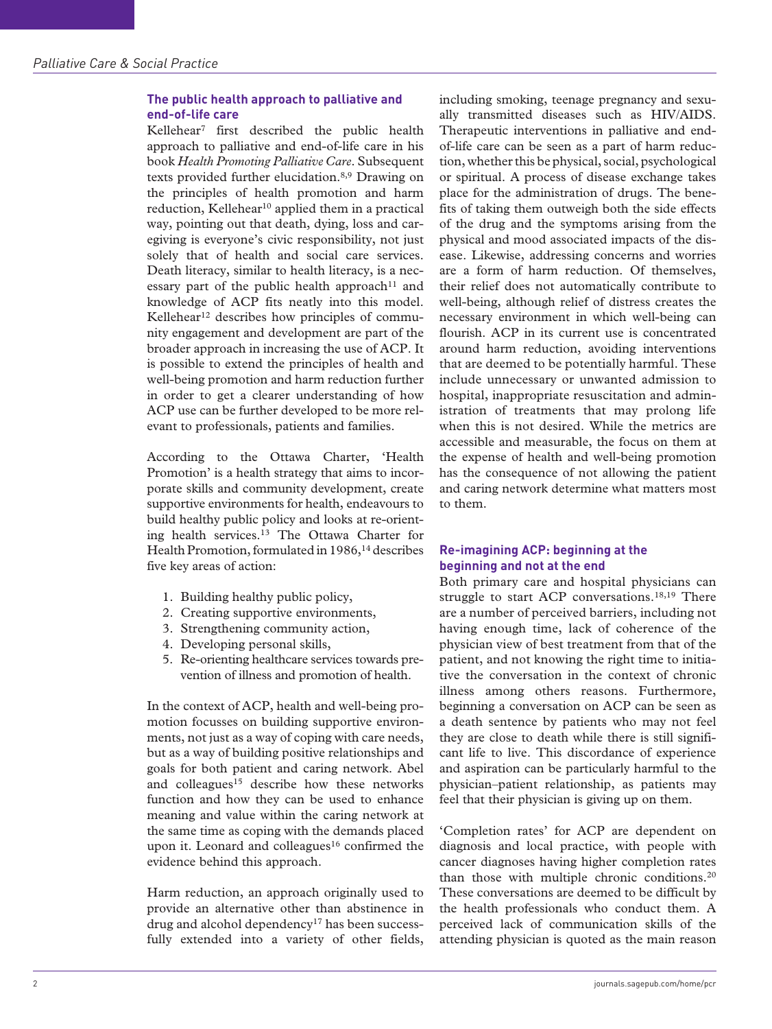## The public health approach to palliative and end-of-life care

Kellehear[7] first described the public health approach to palliative and end-of-life care in his book *Health Promoting Palliative Care*. Subsequent texts provided further elucidation.[8,9] Drawing on the principles of health promotion and harm reduction, Kellehear[10] applied them in a practical way, pointing out that death, dying, loss and caregiving is everyone's civic responsibility, not just solely that of health and social care services. Death literacy, similar to health literacy, is a necessary part of the public health approach[11] and knowledge of ACP fits neatly into this model. Kellehear[12] describes how principles of community engagement and development are part of the broader approach in increasing the use of ACP. It is possible to extend the principles of health and well-being promotion and harm reduction further in order to get a clearer understanding of how ACP use can be further developed to be more relevant to professionals, patients and families.

According to the Ottawa Charter, 'Health Promotion' is a health strategy that aims to incorporate skills and community development, create supportive environments for health, endeavours to build healthy public policy and looks at re-orienting health services.[13] The Ottawa Charter for Health Promotion, formulated in 1986,[14] describes five key areas of action:

1. Building healthy public policy,
2. Creating supportive environments,
3. Strengthening community action,
4. Developing personal skills,
5. Re-orienting healthcare services towards prevention of illness and promotion of health.

In the context of ACP, health and well-being promotion focusses on building supportive environments, not just as a way of coping with care needs, but as a way of building positive relationships and goals for both patient and caring network. Abel and colleagues[15] describe how these networks function and how they can be used to enhance meaning and value within the caring network at the same time as coping with the demands placed upon it. Leonard and colleagues[16] confirmed the evidence behind this approach.

Harm reduction, an approach originally used to provide an alternative other than abstinence in drug and alcohol dependency[17] has been successfully extended into a variety of other fields, including smoking, teenage pregnancy and sexually transmitted diseases such as HIV/AIDS. Therapeutic interventions in palliative and end-of-life care can be seen as a part of harm reduction, whether this be physical, social, psychological or spiritual. A process of disease exchange takes place for the administration of drugs. The benefits of taking them outweigh both the side effects of the drug and the symptoms arising from the physical and mood associated impacts of the disease. Likewise, addressing concerns and worries are a form of harm reduction. Of themselves, their relief does not automatically contribute to well-being, although relief of distress creates the necessary environment in which well-being can flourish. ACP in its current use is concentrated around harm reduction, avoiding interventions that are deemed to be potentially harmful. These include unnecessary or unwanted admission to hospital, inappropriate resuscitation and administration of treatments that may prolong life when this is not desired. While the metrics are accessible and measurable, the focus on them at the expense of health and well-being promotion has the consequence of not allowing the patient and caring network determine what matters most to them.

## Re-imagining ACP: beginning at the beginning and not at the end

Both primary care and hospital physicians can struggle to start ACP conversations.[18,19] There are a number of perceived barriers, including not having enough time, lack of coherence of the physician view of best treatment from that of the patient, and not knowing the right time to initiative the conversation in the context of chronic illness among others reasons. Furthermore, beginning a conversation on ACP can be seen as a death sentence by patients who may not feel they are close to death while there is still significant life to live. This discordance of experience and aspiration can be particularly harmful to the physician–patient relationship, as patients may feel that their physician is giving up on them.

'Completion rates' for ACP are dependent on diagnosis and local practice, with people with cancer diagnoses having higher completion rates than those with multiple chronic conditions.[20] These conversations are deemed to be difficult by the health professionals who conduct them. A perceived lack of communication skills of the attending physician is quoted as the main reason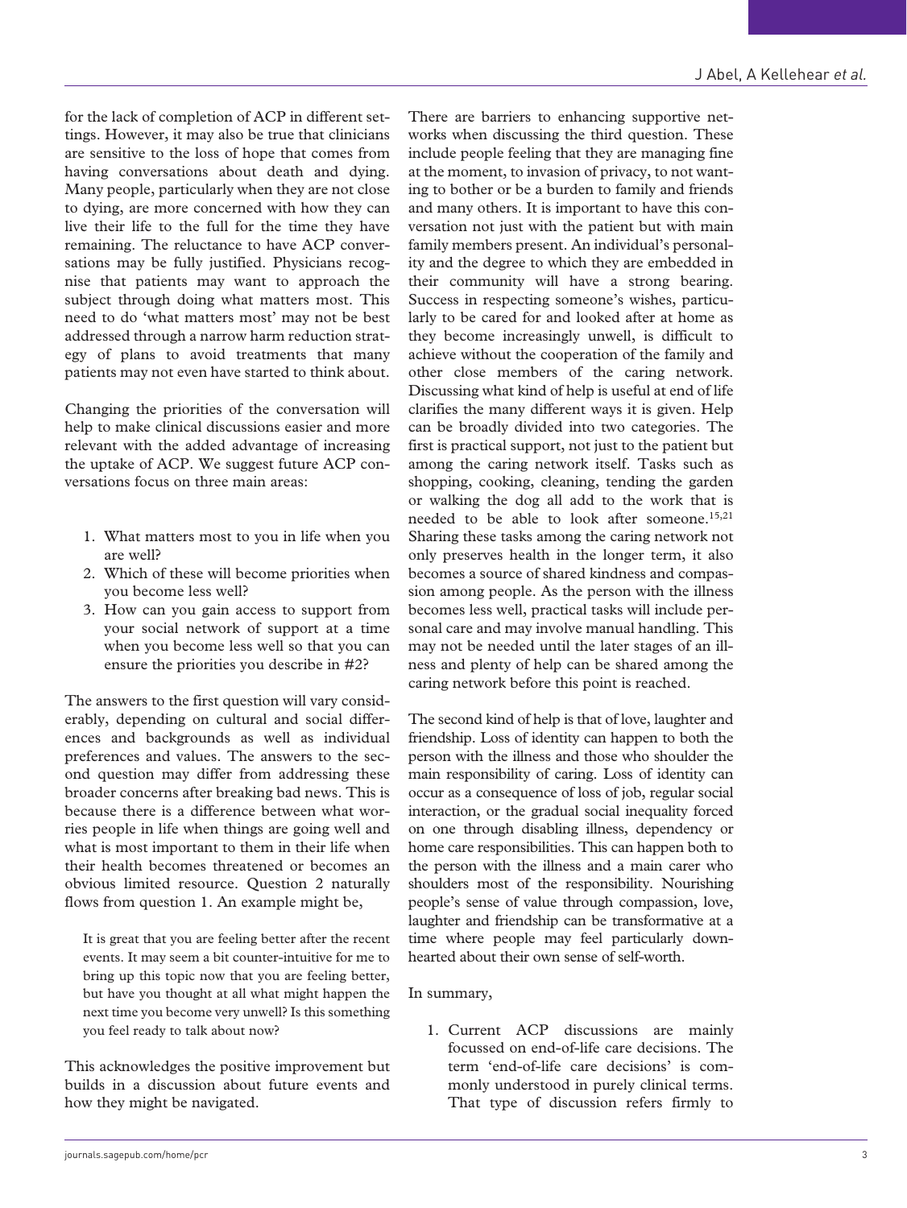for the lack of completion of ACP in different settings. However, it may also be true that clinicians are sensitive to the loss of hope that comes from having conversations about death and dying. Many people, particularly when they are not close to dying, are more concerned with how they can live their life to the full for the time they have remaining. The reluctance to have ACP conversations may be fully justified. Physicians recognise that patients may want to approach the subject through doing what matters most. This need to do 'what matters most' may not be best addressed through a narrow harm reduction strategy of plans to avoid treatments that many patients may not even have started to think about.

Changing the priorities of the conversation will help to make clinical discussions easier and more relevant with the added advantage of increasing the uptake of ACP. We suggest future ACP conversations focus on three main areas:

1. What matters most to you in life when you are well?
2. Which of these will become priorities when you become less well?
3. How can you gain access to support from your social network of support at a time when you become less well so that you can ensure the priorities you describe in #2?

The answers to the first question will vary considerably, depending on cultural and social differences and backgrounds as well as individual preferences and values. The answers to the second question may differ from addressing these broader concerns after breaking bad news. This is because there is a difference between what worries people in life when things are going well and what is most important to them in their life when their health becomes threatened or becomes an obvious limited resource. Question 2 naturally flows from question 1. An example might be,

> It is great that you are feeling better after the recent events. It may seem a bit counter-intuitive for me to bring up this topic now that you are feeling better, but have you thought at all what might happen the next time you become very unwell? Is this something you feel ready to talk about now?

This acknowledges the positive improvement but builds in a discussion about future events and how they might be navigated.

There are barriers to enhancing supportive networks when discussing the third question. These include people feeling that they are managing fine at the moment, to invasion of privacy, to not wanting to bother or be a burden to family and friends and many others. It is important to have this conversation not just with the patient but with main family members present. An individual's personality and the degree to which they are embedded in their community will have a strong bearing. Success in respecting someone's wishes, particularly to be cared for and looked after at home as they become increasingly unwell, is difficult to achieve without the cooperation of the family and other close members of the caring network. Discussing what kind of help is useful at end of life clarifies the many different ways it is given. Help can be broadly divided into two categories. The first is practical support, not just to the patient but among the caring network itself. Tasks such as shopping, cooking, cleaning, tending the garden or walking the dog all add to the work that is needed to be able to look after someone.[15,21] Sharing these tasks among the caring network not only preserves health in the longer term, it also becomes a source of shared kindness and compassion among people. As the person with the illness becomes less well, practical tasks will include personal care and may involve manual handling. This may not be needed until the later stages of an illness and plenty of help can be shared among the caring network before this point is reached.

The second kind of help is that of love, laughter and friendship. Loss of identity can happen to both the person with the illness and those who shoulder the main responsibility of caring. Loss of identity can occur as a consequence of loss of job, regular social interaction, or the gradual social inequality forced on one through disabling illness, dependency or home care responsibilities. This can happen both to the person with the illness and a main carer who shoulders most of the responsibility. Nourishing people's sense of value through compassion, love, laughter and friendship can be transformative at a time where people may feel particularly downhearted about their own sense of self-worth.

In summary,

1. Current ACP discussions are mainly focussed on end-of-life care decisions. The term 'end-of-life care decisions' is commonly understood in purely clinical terms. That type of discussion refers firmly to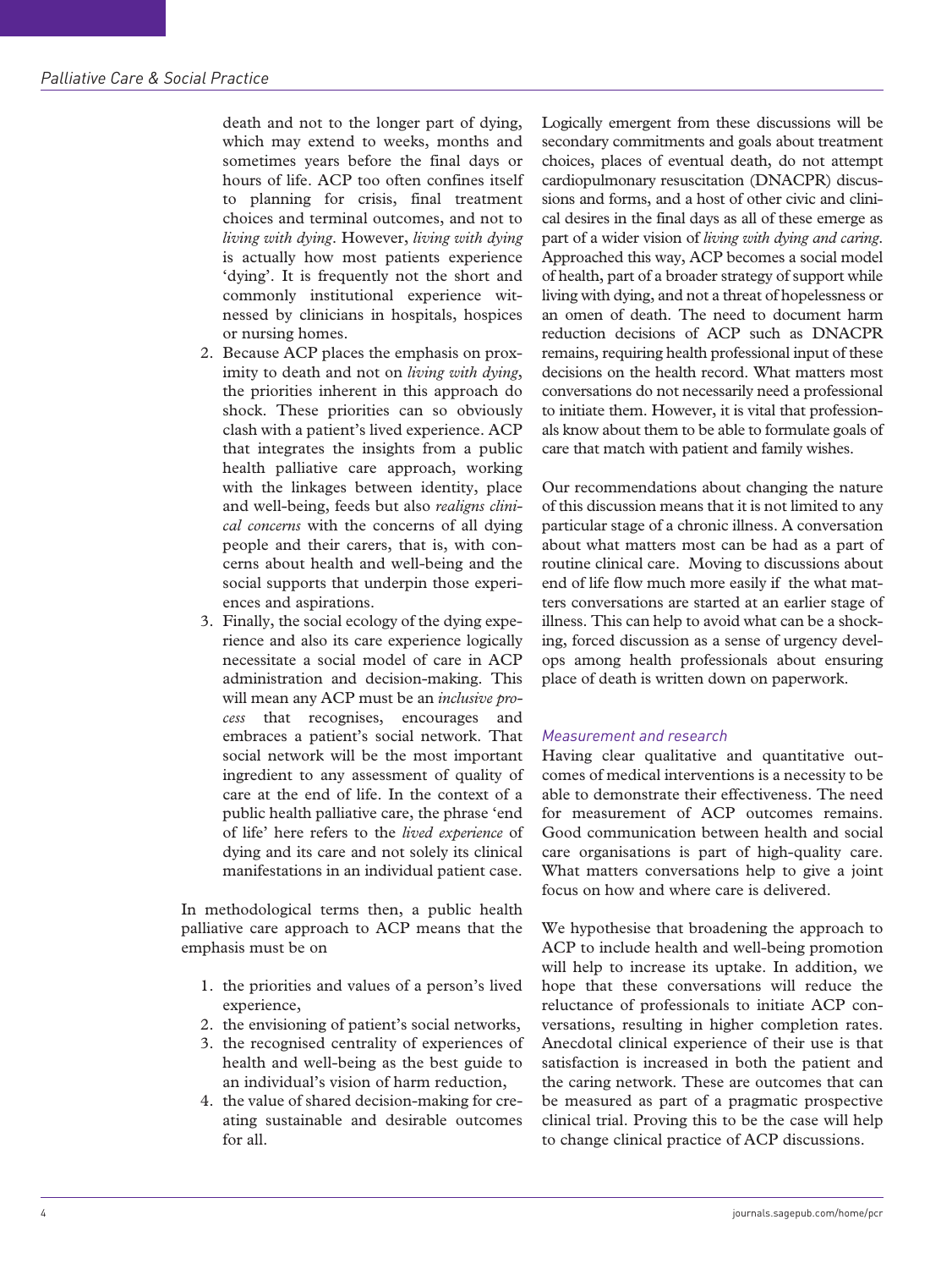death and not to the longer part of dying, which may extend to weeks, months and sometimes years before the final days or hours of life. ACP too often confines itself to planning for crisis, final treatment choices and terminal outcomes, and not to *living with dying*. However, *living with dying* is actually how most patients experience 'dying'. It is frequently not the short and commonly institutional experience witnessed by clinicians in hospitals, hospices or nursing homes.

2. Because ACP places the emphasis on proximity to death and not on *living with dying*, the priorities inherent in this approach do shock. These priorities can so obviously clash with a patient's lived experience. ACP that integrates the insights from a public health palliative care approach, working with the linkages between identity, place and well-being, feeds but also *realigns clinical concerns* with the concerns of all dying people and their carers, that is, with concerns about health and well-being and the social supports that underpin those experiences and aspirations.
3. Finally, the social ecology of the dying experience and also its care experience logically necessitate a social model of care in ACP administration and decision-making. This will mean any ACP must be an *inclusive process* that recognises, encourages and embraces a patient's social network. That social network will be the most important ingredient to any assessment of quality of care at the end of life. In the context of a public health palliative care, the phrase 'end of life' here refers to the *lived experience* of dying and its care and not solely its clinical manifestations in an individual patient case.

In methodological terms then, a public health palliative care approach to ACP means that the emphasis must be on

1. the priorities and values of a person's lived experience,
2. the envisioning of patient's social networks,
3. the recognised centrality of experiences of health and well-being as the best guide to an individual's vision of harm reduction,
4. the value of shared decision-making for creating sustainable and desirable outcomes for all.

Logically emergent from these discussions will be secondary commitments and goals about treatment choices, places of eventual death, do not attempt cardiopulmonary resuscitation (DNACPR) discussions and forms, and a host of other civic and clinical desires in the final days as all of these emerge as part of a wider vision of *living with dying and caring*. Approached this way, ACP becomes a social model of health, part of a broader strategy of support while living with dying, and not a threat of hopelessness or an omen of death. The need to document harm reduction decisions of ACP such as DNACPR remains, requiring health professional input of these decisions on the health record. What matters most conversations do not necessarily need a professional to initiate them. However, it is vital that professionals know about them to be able to formulate goals of care that match with patient and family wishes.

Our recommendations about changing the nature of this discussion means that it is not limited to any particular stage of a chronic illness. A conversation about what matters most can be had as a part of routine clinical care. Moving to discussions about end of life flow much more easily if the what matters conversations are started at an earlier stage of illness. This can help to avoid what can be a shocking, forced discussion as a sense of urgency develops among health professionals about ensuring place of death is written down on paperwork.

### *Measurement and research*

Having clear qualitative and quantitative outcomes of medical interventions is a necessity to be able to demonstrate their effectiveness. The need for measurement of ACP outcomes remains. Good communication between health and social care organisations is part of high-quality care. What matters conversations help to give a joint focus on how and where care is delivered.

We hypothesise that broadening the approach to ACP to include health and well-being promotion will help to increase its uptake. In addition, we hope that these conversations will reduce the reluctance of professionals to initiate ACP conversations, resulting in higher completion rates. Anecdotal clinical experience of their use is that satisfaction is increased in both the patient and the caring network. These are outcomes that can be measured as part of a pragmatic prospective clinical trial. Proving this to be the case will help to change clinical practice of ACP discussions.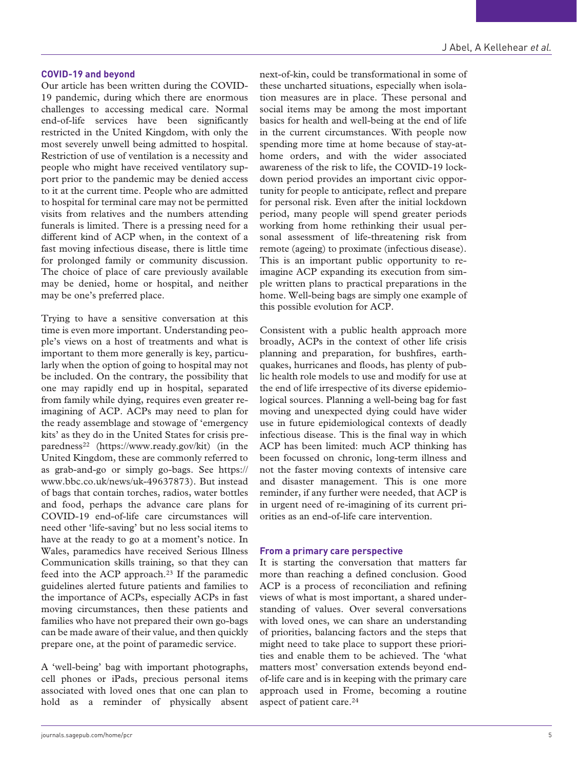### COVID-19 and beyond

Our article has been written during the COVID-19 pandemic, during which there are enormous challenges to accessing medical care. Normal end-of-life services have been significantly restricted in the United Kingdom, with only the most severely unwell being admitted to hospital. Restriction of use of ventilation is a necessity and people who might have received ventilatory support prior to the pandemic may be denied access to it at the current time. People who are admitted to hospital for terminal care may not be permitted visits from relatives and the numbers attending funerals is limited. There is a pressing need for a different kind of ACP when, in the context of a fast moving infectious disease, there is little time for prolonged family or community discussion. The choice of place of care previously available may be denied, home or hospital, and neither may be one's preferred place.

Trying to have a sensitive conversation at this time is even more important. Understanding people's views on a host of treatments and what is important to them more generally is key, particularly when the option of going to hospital may not be included. On the contrary, the possibility that one may rapidly end up in hospital, separated from family while dying, requires even greater re-imagining of ACP. ACPs may need to plan for the ready assemblage and stowage of 'emergency kits' as they do in the United States for crisis preparedness[22] (https://www.ready.gov/kit) (in the United Kingdom, these are commonly referred to as grab-and-go or simply go-bags. See https://www.bbc.co.uk/news/uk-49637873). But instead of bags that contain torches, radios, water bottles and food, perhaps the advance care plans for COVID-19 end-of-life care circumstances will need other 'life-saving' but no less social items to have at the ready to go at a moment's notice. In Wales, paramedics have received Serious Illness Communication skills training, so that they can feed into the ACP approach.[23] If the paramedic guidelines alerted future patients and families to the importance of ACPs, especially ACPs in fast moving circumstances, then these patients and families who have not prepared their own go-bags can be made aware of their value, and then quickly prepare one, at the point of paramedic service.

A 'well-being' bag with important photographs, cell phones or iPads, precious personal items associated with loved ones that one can plan to hold as a reminder of physically absent next-of-kin, could be transformational in some of these uncharted situations, especially when isolation measures are in place. These personal and social items may be among the most important basics for health and well-being at the end of life in the current circumstances. With people now spending more time at home because of stay-at-home orders, and with the wider associated awareness of the risk to life, the COVID-19 lockdown period provides an important civic opportunity for people to anticipate, reflect and prepare for personal risk. Even after the initial lockdown period, many people will spend greater periods working from home rethinking their usual personal assessment of life-threatening risk from remote (ageing) to proximate (infectious disease). This is an important public opportunity to re-imagine ACP expanding its execution from simple written plans to practical preparations in the home. Well-being bags are simply one example of this possible evolution for ACP.

Consistent with a public health approach more broadly, ACPs in the context of other life crisis planning and preparation, for bushfires, earthquakes, hurricanes and floods, has plenty of public health role models to use and modify for use at the end of life irrespective of its diverse epidemiological sources. Planning a well-being bag for fast moving and unexpected dying could have wider use in future epidemiological contexts of deadly infectious disease. This is the final way in which ACP has been limited: much ACP thinking has been focussed on chronic, long-term illness and not the faster moving contexts of intensive care and disaster management. This is one more reminder, if any further were needed, that ACP is in urgent need of re-imagining of its current priorities as an end-of-life care intervention.

### From a primary care perspective

It is starting the conversation that matters far more than reaching a defined conclusion. Good ACP is a process of reconciliation and refining views of what is most important, a shared understanding of values. Over several conversations with loved ones, we can share an understanding of priorities, balancing factors and the steps that might need to take place to support these priorities and enable them to be achieved. The 'what matters most' conversation extends beyond end-of-life care and is in keeping with the primary care approach used in Frome, becoming a routine aspect of patient care.[24]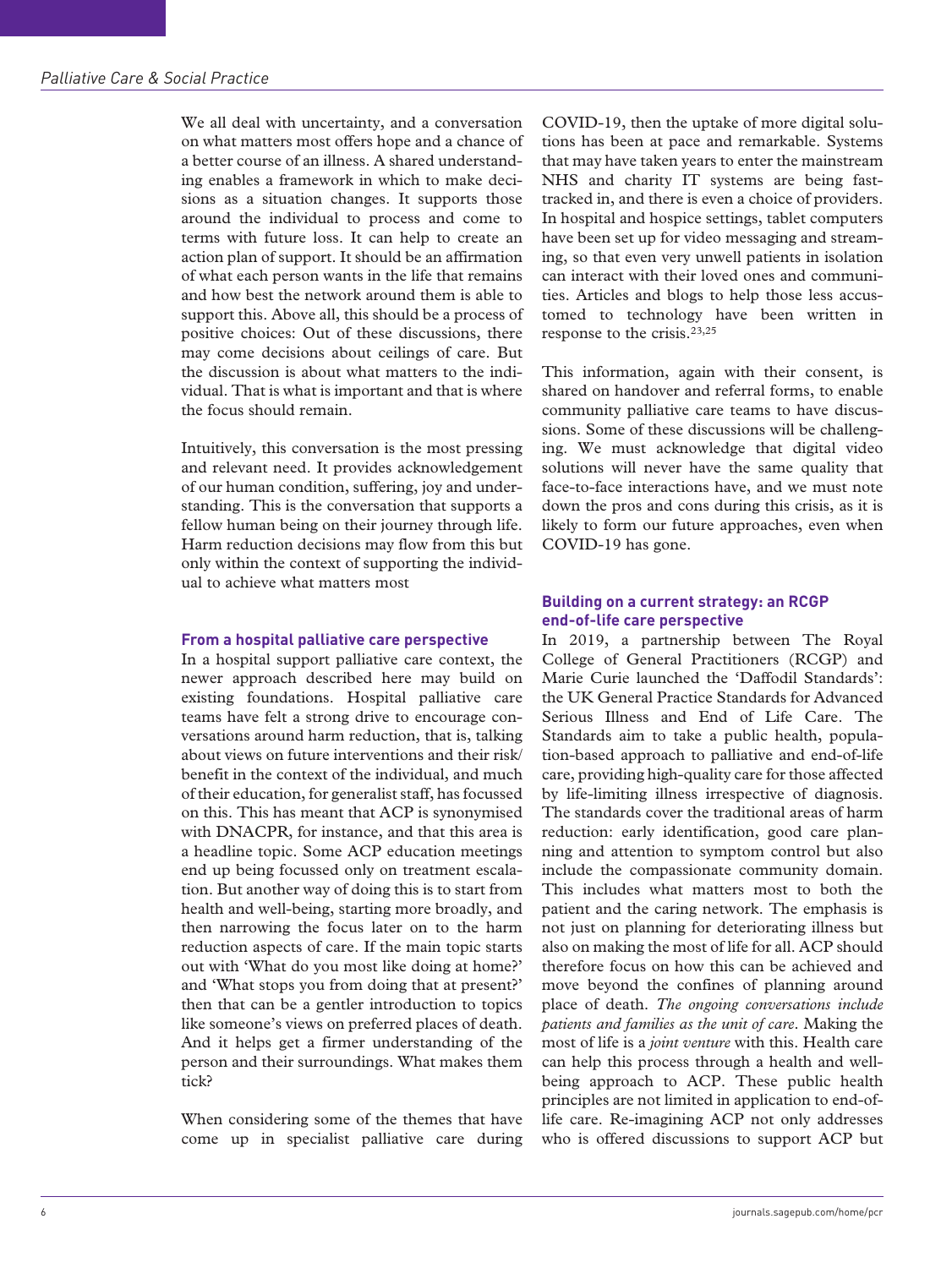We all deal with uncertainty, and a conversation on what matters most offers hope and a chance of a better course of an illness. A shared understanding enables a framework in which to make decisions as a situation changes. It supports those around the individual to process and come to terms with future loss. It can help to create an action plan of support. It should be an affirmation of what each person wants in the life that remains and how best the network around them is able to support this. Above all, this should be a process of positive choices: Out of these discussions, there may come decisions about ceilings of care. But the discussion is about what matters to the individual. That is what is important and that is where the focus should remain.

Intuitively, this conversation is the most pressing and relevant need. It provides acknowledgement of our human condition, suffering, joy and understanding. This is the conversation that supports a fellow human being on their journey through life. Harm reduction decisions may flow from this but only within the context of supporting the individual to achieve what matters most

### From a hospital palliative care perspective

In a hospital support palliative care context, the newer approach described here may build on existing foundations. Hospital palliative care teams have felt a strong drive to encourage conversations around harm reduction, that is, talking about views on future interventions and their risk/benefit in the context of the individual, and much of their education, for generalist staff, has focussed on this. This has meant that ACP is synonymised with DNACPR, for instance, and that this area is a headline topic. Some ACP education meetings end up being focussed only on treatment escalation. But another way of doing this is to start from health and well-being, starting more broadly, and then narrowing the focus later on to the harm reduction aspects of care. If the main topic starts out with 'What do you most like doing at home?' and 'What stops you from doing that at present?' then that can be a gentler introduction to topics like someone's views on preferred places of death. And it helps get a firmer understanding of the person and their surroundings. What makes them tick?

When considering some of the themes that have come up in specialist palliative care during COVID-19, then the uptake of more digital solutions has been at pace and remarkable. Systems that may have taken years to enter the mainstream NHS and charity IT systems are being fast-tracked in, and there is even a choice of providers. In hospital and hospice settings, tablet computers have been set up for video messaging and streaming, so that even very unwell patients in isolation can interact with their loved ones and communities. Articles and blogs to help those less accustomed to technology have been written in response to the crisis.[23,25]

This information, again with their consent, is shared on handover and referral forms, to enable community palliative care teams to have discussions. Some of these discussions will be challenging. We must acknowledge that digital video solutions will never have the same quality that face-to-face interactions have, and we must note down the pros and cons during this crisis, as it is likely to form our future approaches, even when COVID-19 has gone.

### Building on a current strategy: an RCGP end-of-life care perspective

In 2019, a partnership between The Royal College of General Practitioners (RCGP) and Marie Curie launched the 'Daffodil Standards': the UK General Practice Standards for Advanced Serious Illness and End of Life Care. The Standards aim to take a public health, population-based approach to palliative and end-of-life care, providing high-quality care for those affected by life-limiting illness irrespective of diagnosis. The standards cover the traditional areas of harm reduction: early identification, good care planning and attention to symptom control but also include the compassionate community domain. This includes what matters most to both the patient and the caring network. The emphasis is not just on planning for deteriorating illness but also on making the most of life for all. ACP should therefore focus on how this can be achieved and move beyond the confines of planning around place of death. *The ongoing conversations include patients and families as the unit of care*. Making the most of life is a *joint venture* with this. Health care can help this process through a health and well-being approach to ACP. These public health principles are not limited in application to end-of-life care. Re-imagining ACP not only addresses who is offered discussions to support ACP but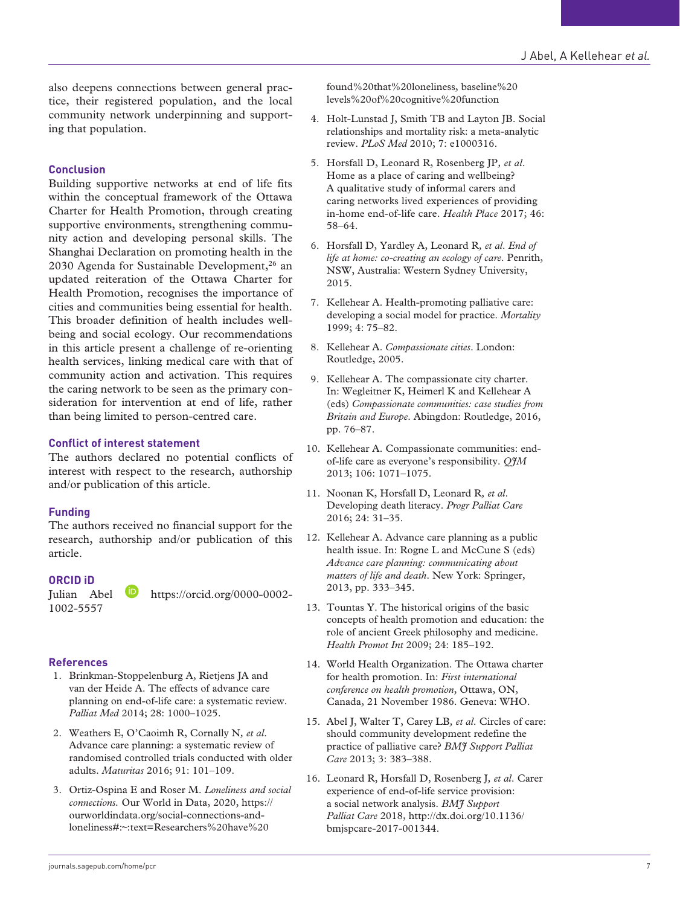also deepens connections between general practice, their registered population, and the local community network underpinning and supporting that population.

## Conclusion

Building supportive networks at end of life fits within the conceptual framework of the Ottawa Charter for Health Promotion, through creating supportive environments, strengthening community action and developing personal skills. The Shanghai Declaration on promoting health in the 2030 Agenda for Sustainable Development,[26] an updated reiteration of the Ottawa Charter for Health Promotion, recognises the importance of cities and communities being essential for health. This broader definition of health includes wellbeing and social ecology. Our recommendations in this article present a challenge of re-orienting health services, linking medical care with that of community action and activation. This requires the caring network to be seen as the primary consideration for intervention at end of life, rather than being limited to person-centred care.

## Conflict of interest statement

The authors declared no potential conflicts of interest with respect to the research, authorship and/or publication of this article.

## Funding

The authors received no financial support for the research, authorship and/or publication of this article.

## ORCID iD

Julian Abel https://orcid.org/0000-0002-1002-5557

## References

1. Brinkman-Stoppelenburg A, Rietjens JA and van der Heide A. The effects of advance care planning on end-of-life care: a systematic review. *Palliat Med* 2014; 28: 1000–1025.
2. Weathers E, O'Caoimh R, Cornally N, *et al*. Advance care planning: a systematic review of randomised controlled trials conducted with older adults. *Maturitas* 2016; 91: 101–109.
3. Ortiz-Ospina E and Roser M. *Loneliness and social connections.* Our World in Data, 2020, https://ourworldindata.org/social-connections-and-loneliness#:~:text=Researchers%20have%20found%20that%20loneliness, baseline%20levels%20of%20cognitive%20function
4. Holt-Lunstad J, Smith TB and Layton JB. Social relationships and mortality risk: a meta-analytic review. *PLoS Med* 2010; 7: e1000316.
5. Horsfall D, Leonard R, Rosenberg JP, *et al*. Home as a place of caring and wellbeing? A qualitative study of informal carers and caring networks lived experiences of providing in-home end-of-life care. *Health Place* 2017; 46: 58–64.
6. Horsfall D, Yardley A, Leonard R, *et al*. *End of life at home: co-creating an ecology of care*. Penrith, NSW, Australia: Western Sydney University, 2015.
7. Kellehear A. Health-promoting palliative care: developing a social model for practice. *Mortality* 1999; 4: 75–82.
8. Kellehear A. *Compassionate cities*. London: Routledge, 2005.
9. Kellehear A. The compassionate city charter. In: Wegleitner K, Heimerl K and Kellehear A (eds) *Compassionate communities: case studies from Britain and Europe*. Abingdon: Routledge, 2016, pp. 76–87.
10. Kellehear A. Compassionate communities: end-of-life care as everyone's responsibility. *QJM* 2013; 106: 1071–1075.
11. Noonan K, Horsfall D, Leonard R, *et al*. Developing death literacy. *Progr Palliat Care* 2016; 24: 31–35.
12. Kellehear A. Advance care planning as a public health issue. In: Rogne L and McCune S (eds) *Advance care planning: communicating about matters of life and death*. New York: Springer, 2013, pp. 333–345.
13. Tountas Y. The historical origins of the basic concepts of health promotion and education: the role of ancient Greek philosophy and medicine. *Health Promot Int* 2009; 24: 185–192.
14. World Health Organization. The Ottawa charter for health promotion. In: *First international conference on health promotion*, Ottawa, ON, Canada, 21 November 1986. Geneva: WHO.
15. Abel J, Walter T, Carey LB, *et al*. Circles of care: should community development redefine the practice of palliative care? *BMJ Support Palliat Care* 2013; 3: 383–388.
16. Leonard R, Horsfall D, Rosenberg J, *et al*. Carer experience of end-of-life service provision: a social network analysis. *BMJ Support Palliat Care* 2018, http://dx.doi.org/10.1136/bmjspcare-2017-001344.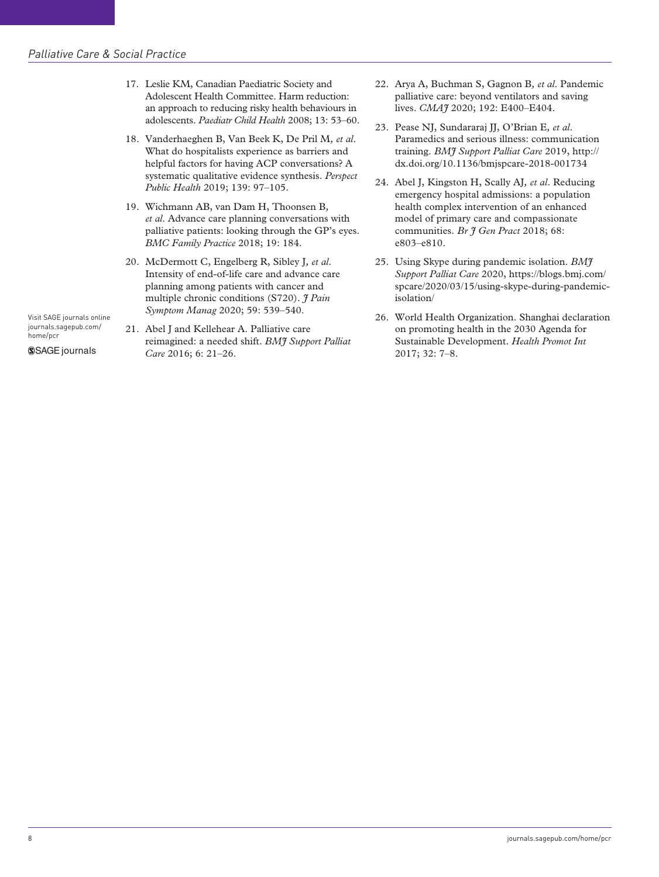17. Leslie KM, Canadian Paediatric Society and Adolescent Health Committee. Harm reduction: an approach to reducing risky health behaviours in adolescents. *Paediatr Child Health* 2008; 13: 53–60.
18. Vanderhaeghen B, Van Beek K, De Pril M, *et al*. What do hospitalists experience as barriers and helpful factors for having ACP conversations? A systematic qualitative evidence synthesis. *Perspect Public Health* 2019; 139: 97–105.
19. Wichmann AB, van Dam H, Thoonsen B, *et al*. Advance care planning conversations with palliative patients: looking through the GP's eyes. *BMC Family Practice* 2018; 19: 184.
20. McDermott C, Engelberg R, Sibley J, *et al*. Intensity of end-of-life care and advance care planning among patients with cancer and multiple chronic conditions (S720). *J Pain Symptom Manag* 2020; 59: 539–540.
21. Abel J and Kellehear A. Palliative care reimagined: a needed shift. *BMJ Support Palliat Care* 2016; 6: 21–26.
22. Arya A, Buchman S, Gagnon B, *et al*. Pandemic palliative care: beyond ventilators and saving lives. *CMAJ* 2020; 192: E400–E404.
23. Pease NJ, Sundararaj JJ, O'Brian E, *et al*. Paramedics and serious illness: communication training. *BMJ Support Palliat Care* 2019, http://dx.doi.org/10.1136/bmjspcare-2018-001734
24. Abel J, Kingston H, Scally AJ, *et al*. Reducing emergency hospital admissions: a population health complex intervention of an enhanced model of primary care and compassionate communities. *Br J Gen Pract* 2018; 68: e803–e810.
25. Using Skype during pandemic isolation. *BMJ Support Palliat Care* 2020, https://blogs.bmj.com/spcare/2020/03/15/using-skype-during-pandemic-isolation/
26. World Health Organization. Shanghai declaration on promoting health in the 2030 Agenda for Sustainable Development. *Health Promot Int* 2017; 32: 7–8.

Visit SAGE journals online journals.sagepub.com/home/pcr

SAGE journals